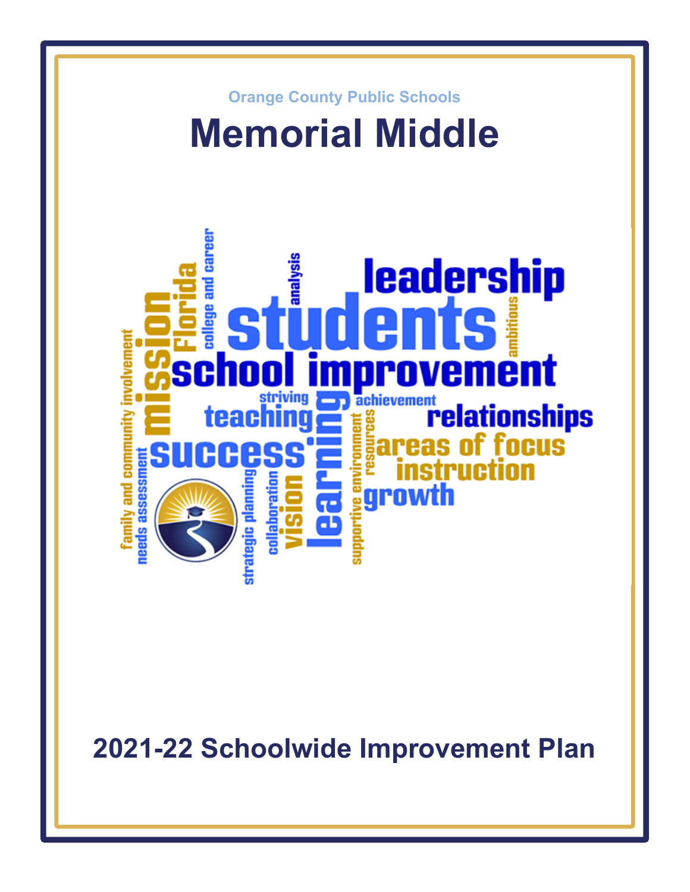Orange County Public Schools

# Memorial Middle

## 2021-22 Schoolwide Improvement Plan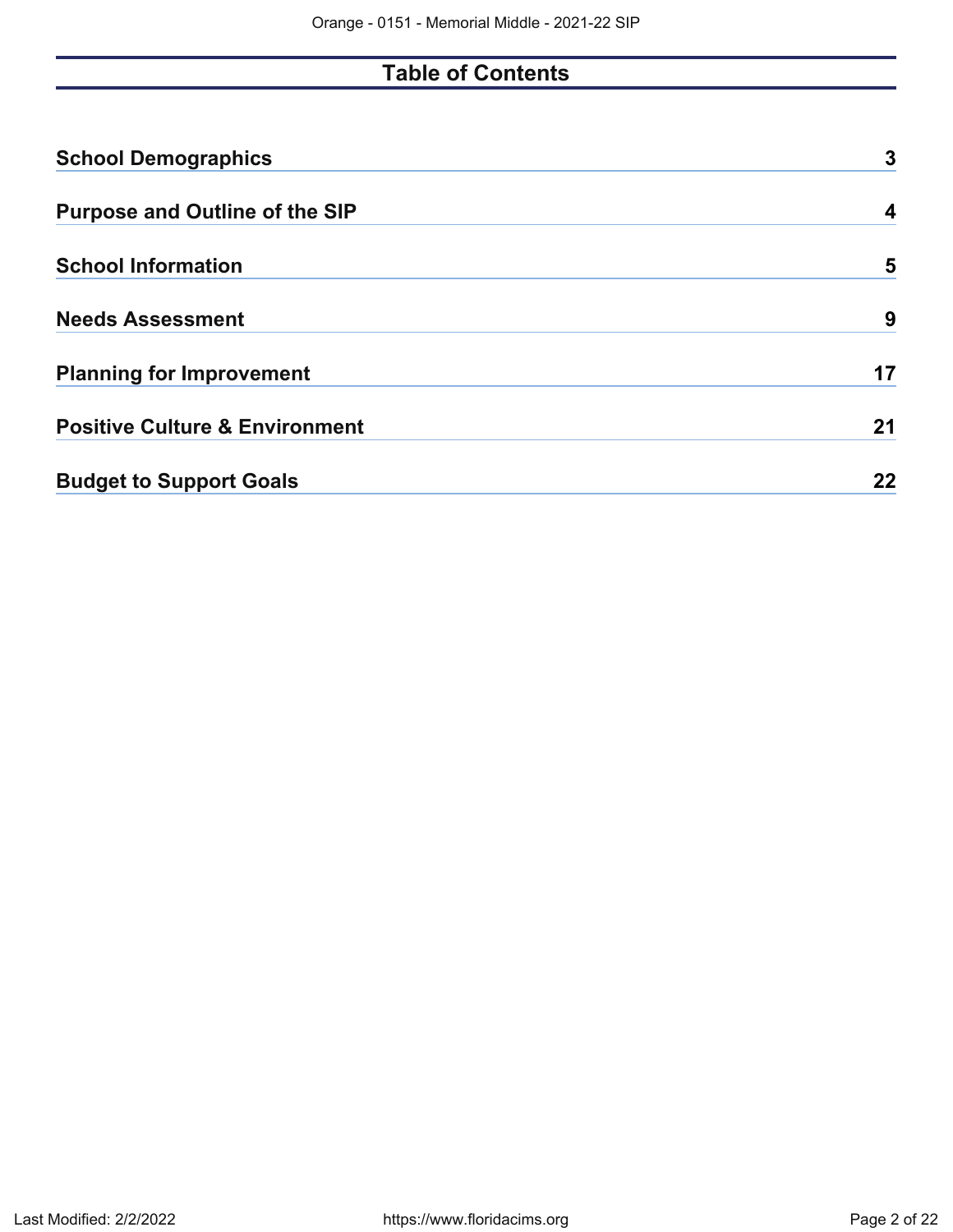# Table of Contents

| Section | Page |
|---|---|
| **School Demographics** | **3** |
| **Purpose and Outline of the SIP** | **4** |
| **School Information** | **5** |
| **Needs Assessment** | **9** |
| **Planning for Improvement** | **17** |
| **Positive Culture & Environment** | **21** |
| **Budget to Support Goals** | **22** |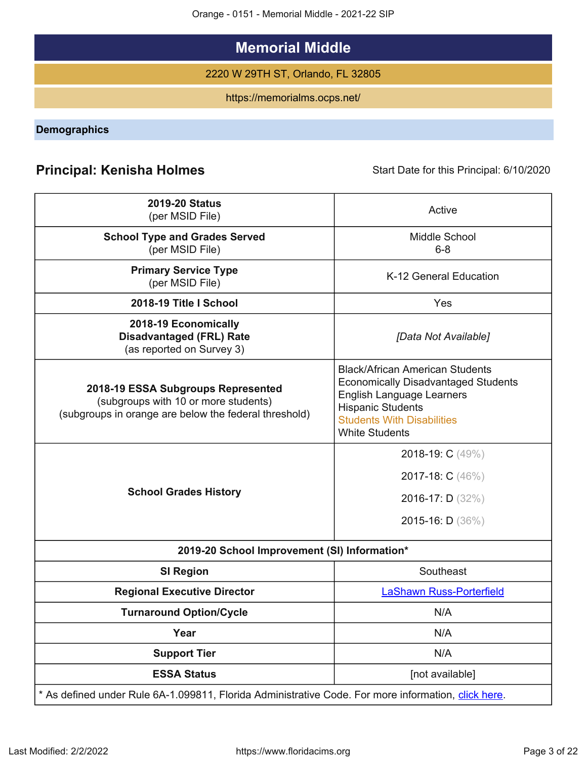# Memorial Middle

2220 W 29TH ST, Orlando, FL 32805

https://memorialms.ocps.net/

## Demographics

**Principal: Kenisha Holmes** Start Date for this Principal: 6/10/2020

| | |
|---|---|
| **2019-20 Status** (per MSID File) | Active |
| **School Type and Grades Served** (per MSID File) | Middle School 6-8 |
| **Primary Service Type** (per MSID File) | K-12 General Education |
| **2018-19 Title I School** | Yes |
| **2018-19 Economically Disadvantaged (FRL) Rate** (as reported on Survey 3) | *[Data Not Available]* |
| **2018-19 ESSA Subgroups Represented** (subgroups with 10 or more students) (subgroups in orange are below the federal threshold) | Black/African American Students<br>Economically Disadvantaged Students<br>English Language Learners<br>Hispanic Students<br>Students With Disabilities<br>White Students |
| **School Grades History** | 2018-19: C (49%)<br>2017-18: C (46%)<br>2016-17: D (32%)<br>2015-16: D (36%) |
| **2019-20 School Improvement (SI) Information*** | |
| **SI Region** | Southeast |
| **Regional Executive Director** | LaShawn Russ-Porterfield |
| **Turnaround Option/Cycle** | N/A |
| **Year** | N/A |
| **Support Tier** | N/A |
| **ESSA Status** | [not available] |

* As defined under Rule 6A-1.099811, Florida Administrative Code. For more information, click here.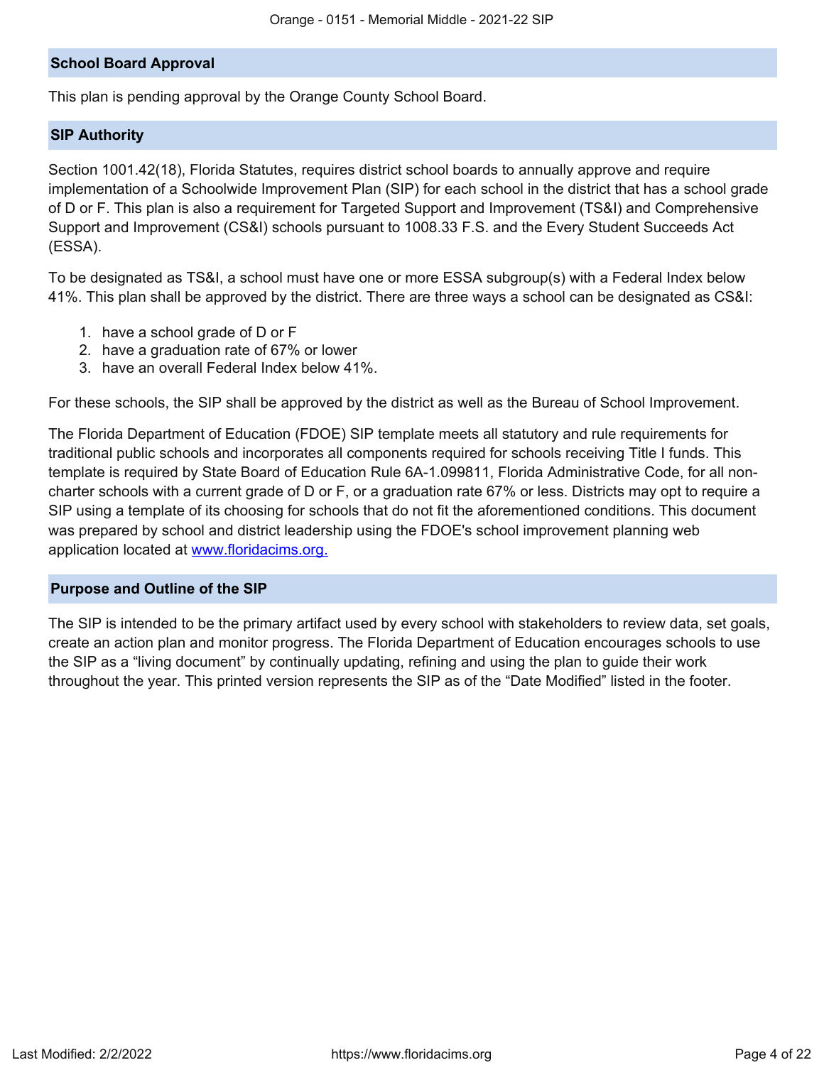## School Board Approval

This plan is pending approval by the Orange County School Board.

## SIP Authority

Section 1001.42(18), Florida Statutes, requires district school boards to annually approve and require implementation of a Schoolwide Improvement Plan (SIP) for each school in the district that has a school grade of D or F. This plan is also a requirement for Targeted Support and Improvement (TS&I) and Comprehensive Support and Improvement (CS&I) schools pursuant to 1008.33 F.S. and the Every Student Succeeds Act (ESSA).

To be designated as TS&I, a school must have one or more ESSA subgroup(s) with a Federal Index below 41%. This plan shall be approved by the district. There are three ways a school can be designated as CS&I:

1. have a school grade of D or F
2. have a graduation rate of 67% or lower
3. have an overall Federal Index below 41%.

For these schools, the SIP shall be approved by the district as well as the Bureau of School Improvement.

The Florida Department of Education (FDOE) SIP template meets all statutory and rule requirements for traditional public schools and incorporates all components required for schools receiving Title I funds. This template is required by State Board of Education Rule 6A-1.099811, Florida Administrative Code, for all non-charter schools with a current grade of D or F, or a graduation rate 67% or less. Districts may opt to require a SIP using a template of its choosing for schools that do not fit the aforementioned conditions. This document was prepared by school and district leadership using the FDOE's school improvement planning web application located at [www.floridacims.org.](https://www.floridacims.org)

## Purpose and Outline of the SIP

The SIP is intended to be the primary artifact used by every school with stakeholders to review data, set goals, create an action plan and monitor progress. The Florida Department of Education encourages schools to use the SIP as a "living document" by continually updating, refining and using the plan to guide their work throughout the year. This printed version represents the SIP as of the "Date Modified" listed in the footer.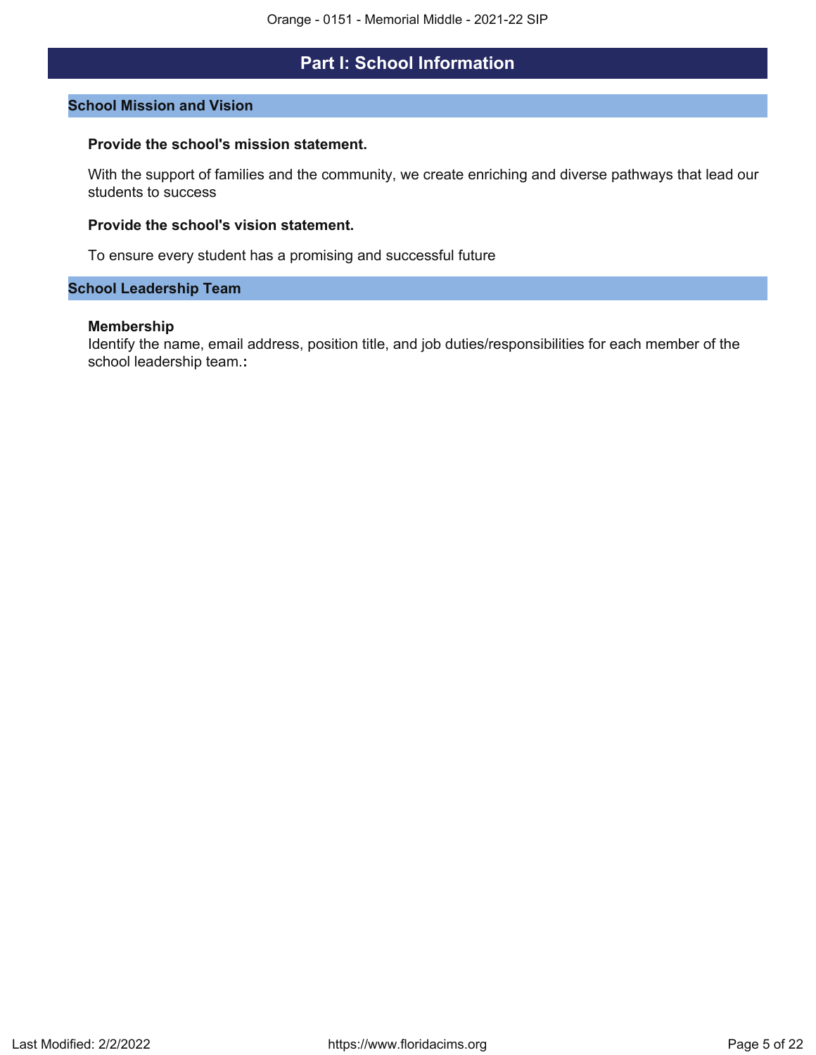## Part I: School Information

### School Mission and Vision

**Provide the school's mission statement.**

With the support of families and the community, we create enriching and diverse pathways that lead our students to success

**Provide the school's vision statement.**

To ensure every student has a promising and successful future

### School Leadership Team

**Membership**
Identify the name, email address, position title, and job duties/responsibilities for each member of the school leadership team.**:**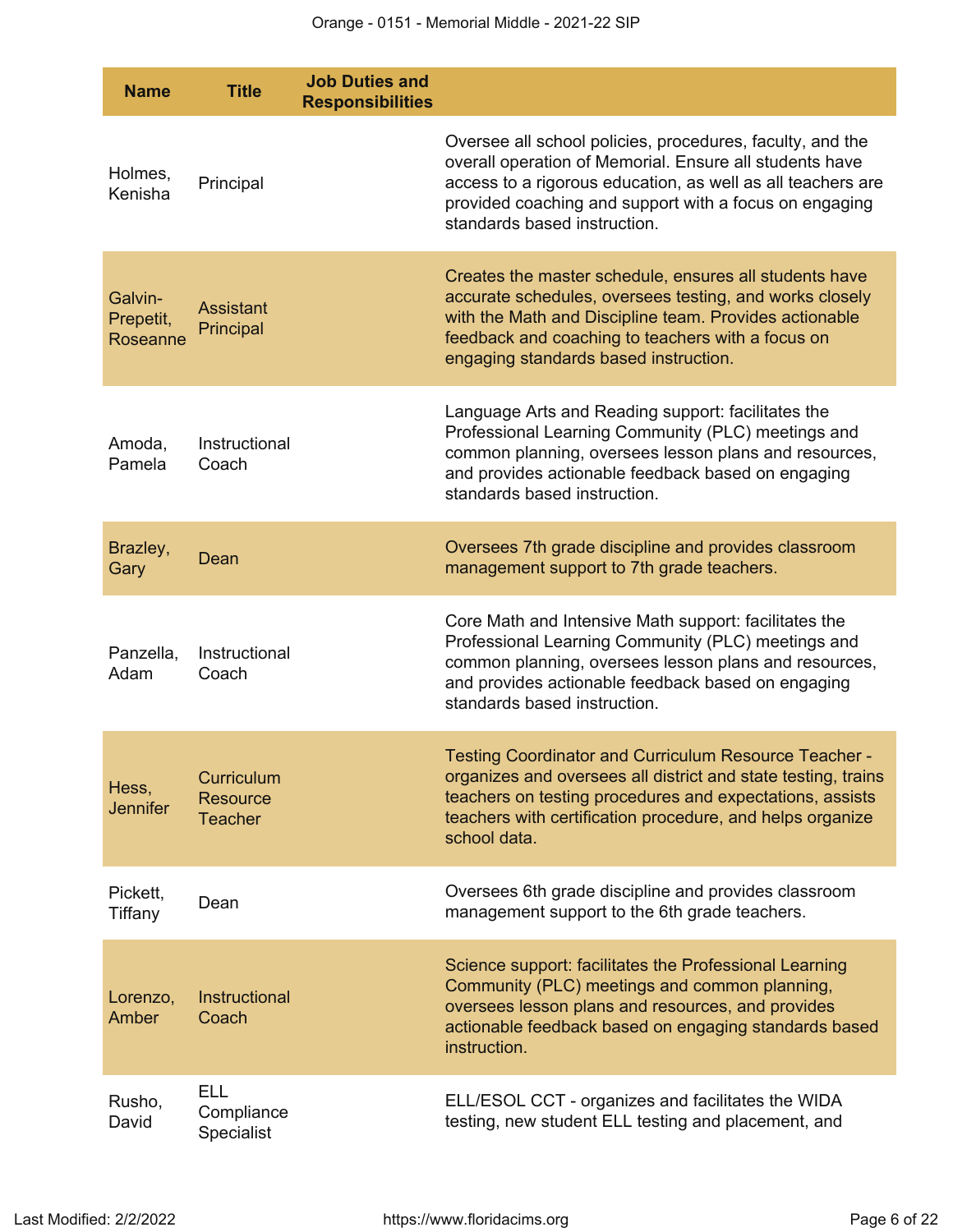| Name | Title | Job Duties and Responsibilities |
|---|---|---|
| Holmes, Kenisha | Principal | Oversee all school policies, procedures, faculty, and the overall operation of Memorial. Ensure all students have access to a rigorous education, as well as all teachers are provided coaching and support with a focus on engaging standards based instruction. |
| Galvin-Prepetit, Roseanne | Assistant Principal | Creates the master schedule, ensures all students have accurate schedules, oversees testing, and works closely with the Math and Discipline team. Provides actionable feedback and coaching to teachers with a focus on engaging standards based instruction. |
| Amoda, Pamela | Instructional Coach | Language Arts and Reading support: facilitates the Professional Learning Community (PLC) meetings and common planning, oversees lesson plans and resources, and provides actionable feedback based on engaging standards based instruction. |
| Brazley, Gary | Dean | Oversees 7th grade discipline and provides classroom management support to 7th grade teachers. |
| Panzella, Adam | Instructional Coach | Core Math and Intensive Math support: facilitates the Professional Learning Community (PLC) meetings and common planning, oversees lesson plans and resources, and provides actionable feedback based on engaging standards based instruction. |
| Hess, Jennifer | Curriculum Resource Teacher | Testing Coordinator and Curriculum Resource Teacher - organizes and oversees all district and state testing, trains teachers on testing procedures and expectations, assists teachers with certification procedure, and helps organize school data. |
| Pickett, Tiffany | Dean | Oversees 6th grade discipline and provides classroom management support to the 6th grade teachers. |
| Lorenzo, Amber | Instructional Coach | Science support: facilitates the Professional Learning Community (PLC) meetings and common planning, oversees lesson plans and resources, and provides actionable feedback based on engaging standards based instruction. |
| Rusho, David | ELL Compliance Specialist | ELL/ESOL CCT - organizes and facilitates the WIDA testing, new student ELL testing and placement, and |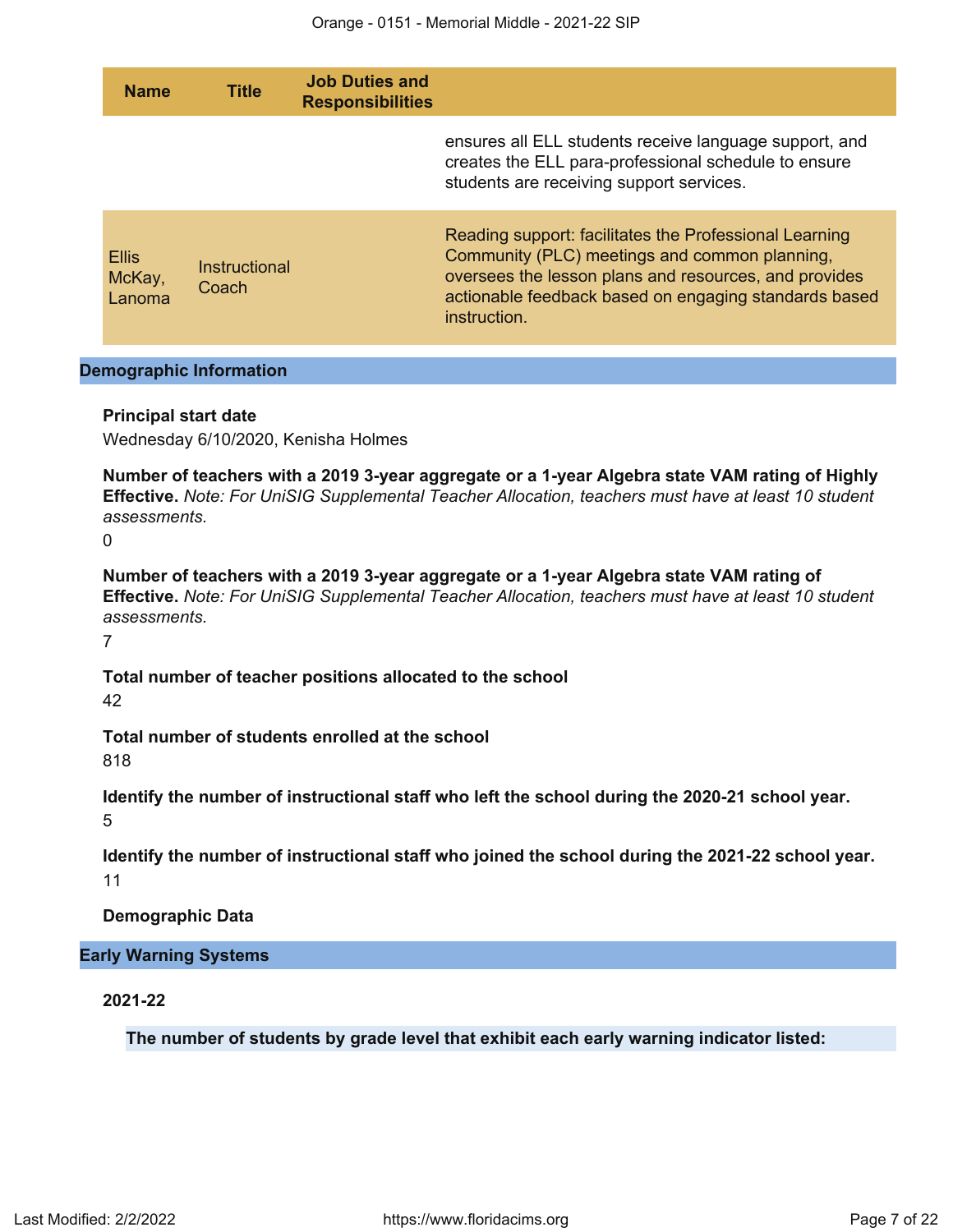| Name | Title | Job Duties and Responsibilities | |
|---|---|---|---|
| | | | ensures all ELL students receive language support, and creates the ELL para-professional schedule to ensure students are receiving support services. |
| Ellis McKay, Lanoma | Instructional Coach | | Reading support: facilitates the Professional Learning Community (PLC) meetings and common planning, oversees the lesson plans and resources, and provides actionable feedback based on engaging standards based instruction. |

## Demographic Information

**Principal start date**

Wednesday 6/10/2020, Kenisha Holmes

**Number of teachers with a 2019 3-year aggregate or a 1-year Algebra state VAM rating of Highly Effective.** *Note: For UniSIG Supplemental Teacher Allocation, teachers must have at least 10 student assessments.*

0

**Number of teachers with a 2019 3-year aggregate or a 1-year Algebra state VAM rating of Effective.** *Note: For UniSIG Supplemental Teacher Allocation, teachers must have at least 10 student assessments.*

7

**Total number of teacher positions allocated to the school**

42

**Total number of students enrolled at the school**

818

**Identify the number of instructional staff who left the school during the 2020-21 school year.**

5

**Identify the number of instructional staff who joined the school during the 2021-22 school year.**

11

**Demographic Data**

## Early Warning Systems

**2021-22**

**The number of students by grade level that exhibit each early warning indicator listed:**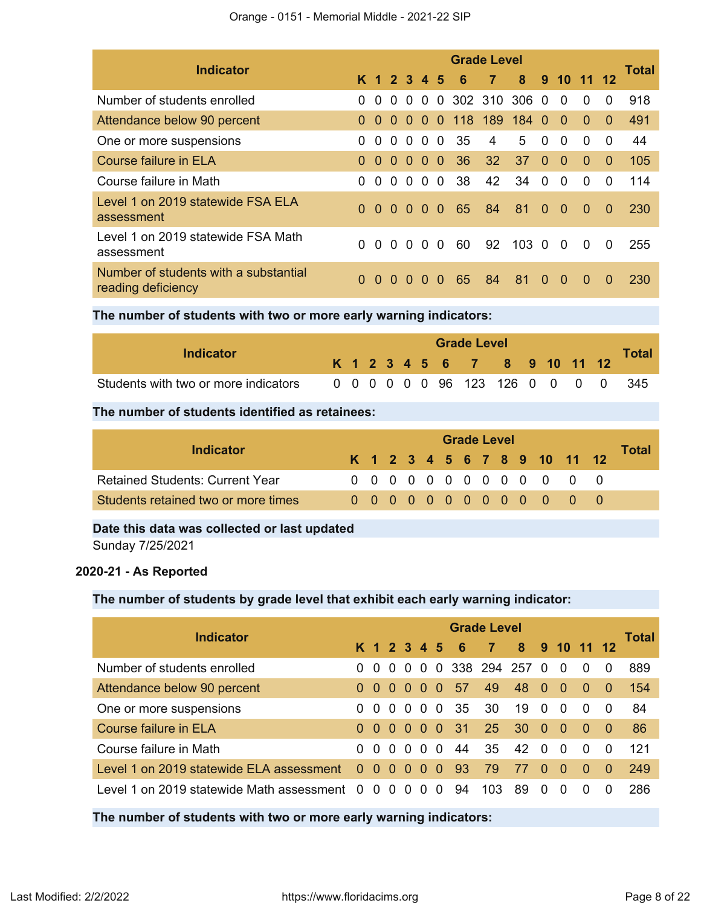| Indicator | Grade Level | | | | | | | | | | | | | Total |
|---|---|---|---|---|---|---|---|---|---|---|---|---|---|---|
| | K | 1 | 2 | 3 | 4 | 5 | 6 | 7 | 8 | 9 | 10 | 11 | 12 | |
| Number of students enrolled | 0 | 0 | 0 | 0 | 0 | 0 | 302 | 310 | 306 | 0 | 0 | 0 | 0 | 918 |
| Attendance below 90 percent | 0 | 0 | 0 | 0 | 0 | 0 | 118 | 189 | 184 | 0 | 0 | 0 | 0 | 491 |
| One or more suspensions | 0 | 0 | 0 | 0 | 0 | 0 | 35 | 4 | 5 | 0 | 0 | 0 | 0 | 44 |
| Course failure in ELA | 0 | 0 | 0 | 0 | 0 | 0 | 36 | 32 | 37 | 0 | 0 | 0 | 0 | 105 |
| Course failure in Math | 0 | 0 | 0 | 0 | 0 | 0 | 38 | 42 | 34 | 0 | 0 | 0 | 0 | 114 |
| Level 1 on 2019 statewide FSA ELA assessment | 0 | 0 | 0 | 0 | 0 | 0 | 65 | 84 | 81 | 0 | 0 | 0 | 0 | 230 |
| Level 1 on 2019 statewide FSA Math assessment | 0 | 0 | 0 | 0 | 0 | 0 | 60 | 92 | 103 | 0 | 0 | 0 | 0 | 255 |
| Number of students with a substantial reading deficiency | 0 | 0 | 0 | 0 | 0 | 0 | 65 | 84 | 81 | 0 | 0 | 0 | 0 | 230 |

**The number of students with two or more early warning indicators:**

| Indicator | Grade Level | | | | | | | | | | | | | Total |
|---|---|---|---|---|---|---|---|---|---|---|---|---|---|---|
| | K | 1 | 2 | 3 | 4 | 5 | 6 | 7 | 8 | 9 | 10 | 11 | 12 | |
| Students with two or more indicators | 0 | 0 | 0 | 0 | 0 | 0 | 96 | 123 | 126 | 0 | 0 | 0 | 0 | 345 |

**The number of students identified as retainees:**

| Indicator | Grade Level | | | | | | | | | | | | | Total |
|---|---|---|---|---|---|---|---|---|---|---|---|---|---|---|
| | K | 1 | 2 | 3 | 4 | 5 | 6 | 7 | 8 | 9 | 10 | 11 | 12 | |
| Retained Students: Current Year | 0 | 0 | 0 | 0 | 0 | 0 | 0 | 0 | 0 | 0 | 0 | 0 | 0 | |
| Students retained two or more times | 0 | 0 | 0 | 0 | 0 | 0 | 0 | 0 | 0 | 0 | 0 | 0 | 0 | |

**Date this data was collected or last updated**

Sunday 7/25/2021

**2020-21 - As Reported**

**The number of students by grade level that exhibit each early warning indicator:**

| Indicator | Grade Level | | | | | | | | | | | | | Total |
|---|---|---|---|---|---|---|---|---|---|---|---|---|---|---|
| | K | 1 | 2 | 3 | 4 | 5 | 6 | 7 | 8 | 9 | 10 | 11 | 12 | |
| Number of students enrolled | 0 | 0 | 0 | 0 | 0 | 0 | 338 | 294 | 257 | 0 | 0 | 0 | 0 | 889 |
| Attendance below 90 percent | 0 | 0 | 0 | 0 | 0 | 0 | 57 | 49 | 48 | 0 | 0 | 0 | 0 | 154 |
| One or more suspensions | 0 | 0 | 0 | 0 | 0 | 0 | 35 | 30 | 19 | 0 | 0 | 0 | 0 | 84 |
| Course failure in ELA | 0 | 0 | 0 | 0 | 0 | 0 | 31 | 25 | 30 | 0 | 0 | 0 | 0 | 86 |
| Course failure in Math | 0 | 0 | 0 | 0 | 0 | 0 | 44 | 35 | 42 | 0 | 0 | 0 | 0 | 121 |
| Level 1 on 2019 statewide ELA assessment | 0 | 0 | 0 | 0 | 0 | 0 | 93 | 79 | 77 | 0 | 0 | 0 | 0 | 249 |
| Level 1 on 2019 statewide Math assessment | 0 | 0 | 0 | 0 | 0 | 0 | 94 | 103 | 89 | 0 | 0 | 0 | 0 | 286 |

**The number of students with two or more early warning indicators:**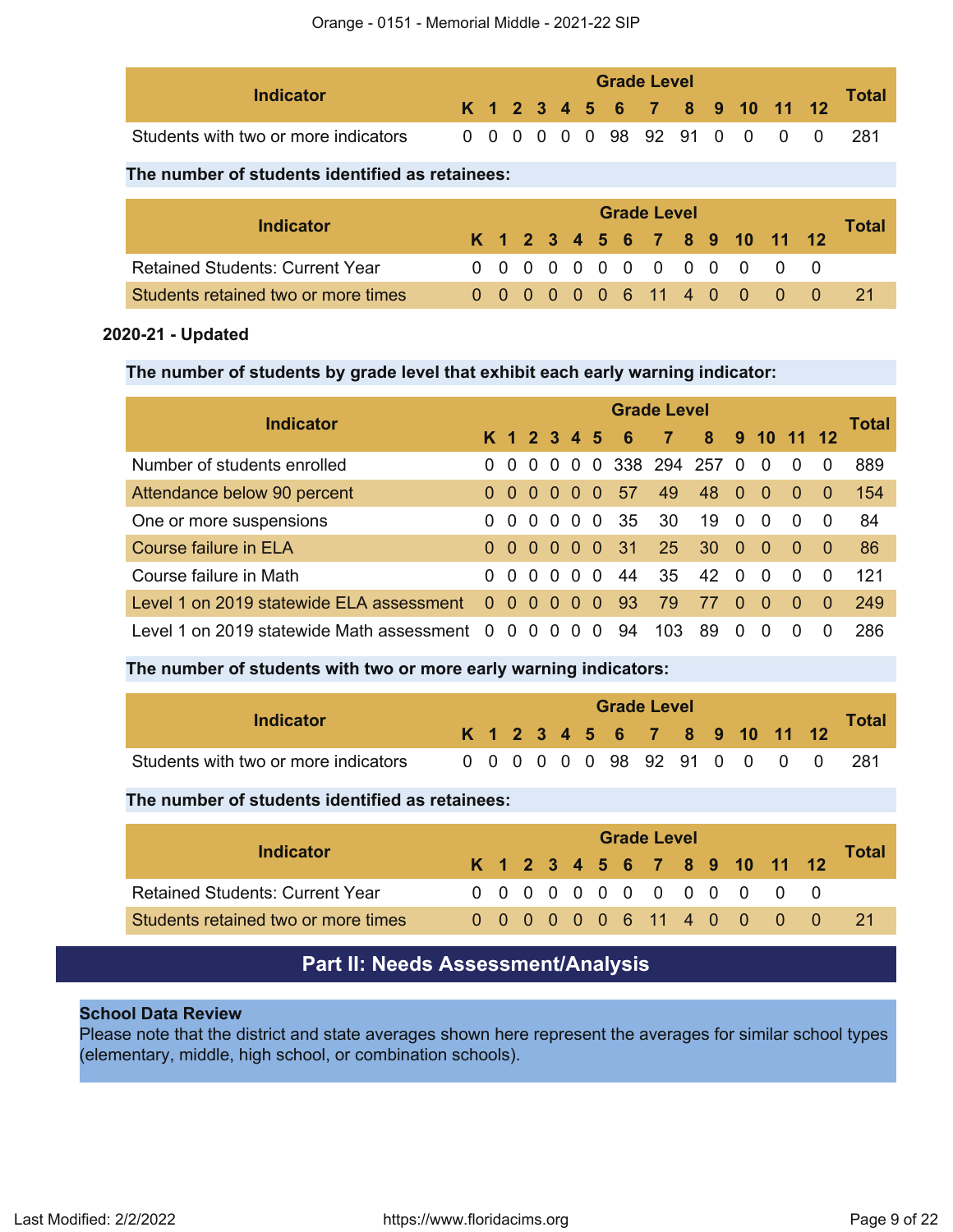| Indicator | Grade Level | | | | | | | | | | | | | Total |
|---|---|---|---|---|---|---|---|---|---|---|---|---|---|---|
| | K | 1 | 2 | 3 | 4 | 5 | 6 | 7 | 8 | 9 | 10 | 11 | 12 | |
| Students with two or more indicators | 0 | 0 | 0 | 0 | 0 | 0 | 98 | 92 | 91 | 0 | 0 | 0 | 0 | 281 |

**The number of students identified as retainees:**

| Indicator | Grade Level | | | | | | | | | | | | | Total |
|---|---|---|---|---|---|---|---|---|---|---|---|---|---|---|
| | K | 1 | 2 | 3 | 4 | 5 | 6 | 7 | 8 | 9 | 10 | 11 | 12 | |
| Retained Students: Current Year | 0 | 0 | 0 | 0 | 0 | 0 | 0 | 0 | 0 | 0 | 0 | 0 | 0 | |
| Students retained two or more times | 0 | 0 | 0 | 0 | 0 | 0 | 6 | 11 | 4 | 0 | 0 | 0 | 0 | 21 |

**2020-21 - Updated**

**The number of students by grade level that exhibit each early warning indicator:**

| Indicator | Grade Level | | | | | | | | | | | | | Total |
|---|---|---|---|---|---|---|---|---|---|---|---|---|---|---|
| | K | 1 | 2 | 3 | 4 | 5 | 6 | 7 | 8 | 9 | 10 | 11 | 12 | |
| Number of students enrolled | 0 | 0 | 0 | 0 | 0 | 0 | 338 | 294 | 257 | 0 | 0 | 0 | 0 | 889 |
| Attendance below 90 percent | 0 | 0 | 0 | 0 | 0 | 0 | 57 | 49 | 48 | 0 | 0 | 0 | 0 | 154 |
| One or more suspensions | 0 | 0 | 0 | 0 | 0 | 0 | 35 | 30 | 19 | 0 | 0 | 0 | 0 | 84 |
| Course failure in ELA | 0 | 0 | 0 | 0 | 0 | 0 | 31 | 25 | 30 | 0 | 0 | 0 | 0 | 86 |
| Course failure in Math | 0 | 0 | 0 | 0 | 0 | 0 | 44 | 35 | 42 | 0 | 0 | 0 | 0 | 121 |
| Level 1 on 2019 statewide ELA assessment | 0 | 0 | 0 | 0 | 0 | 0 | 93 | 79 | 77 | 0 | 0 | 0 | 0 | 249 |
| Level 1 on 2019 statewide Math assessment | 0 | 0 | 0 | 0 | 0 | 0 | 94 | 103 | 89 | 0 | 0 | 0 | 0 | 286 |

**The number of students with two or more early warning indicators:**

| Indicator | Grade Level | | | | | | | | | | | | | Total |
|---|---|---|---|---|---|---|---|---|---|---|---|---|---|---|
| | K | 1 | 2 | 3 | 4 | 5 | 6 | 7 | 8 | 9 | 10 | 11 | 12 | |
| Students with two or more indicators | 0 | 0 | 0 | 0 | 0 | 0 | 98 | 92 | 91 | 0 | 0 | 0 | 0 | 281 |

**The number of students identified as retainees:**

| Indicator | Grade Level | | | | | | | | | | | | | Total |
|---|---|---|---|---|---|---|---|---|---|---|---|---|---|---|
| | K | 1 | 2 | 3 | 4 | 5 | 6 | 7 | 8 | 9 | 10 | 11 | 12 | |
| Retained Students: Current Year | 0 | 0 | 0 | 0 | 0 | 0 | 0 | 0 | 0 | 0 | 0 | 0 | 0 | |
| Students retained two or more times | 0 | 0 | 0 | 0 | 0 | 0 | 6 | 11 | 4 | 0 | 0 | 0 | 0 | 21 |

## Part II: Needs Assessment/Analysis

**School Data Review**
Please note that the district and state averages shown here represent the averages for similar school types (elementary, middle, high school, or combination schools).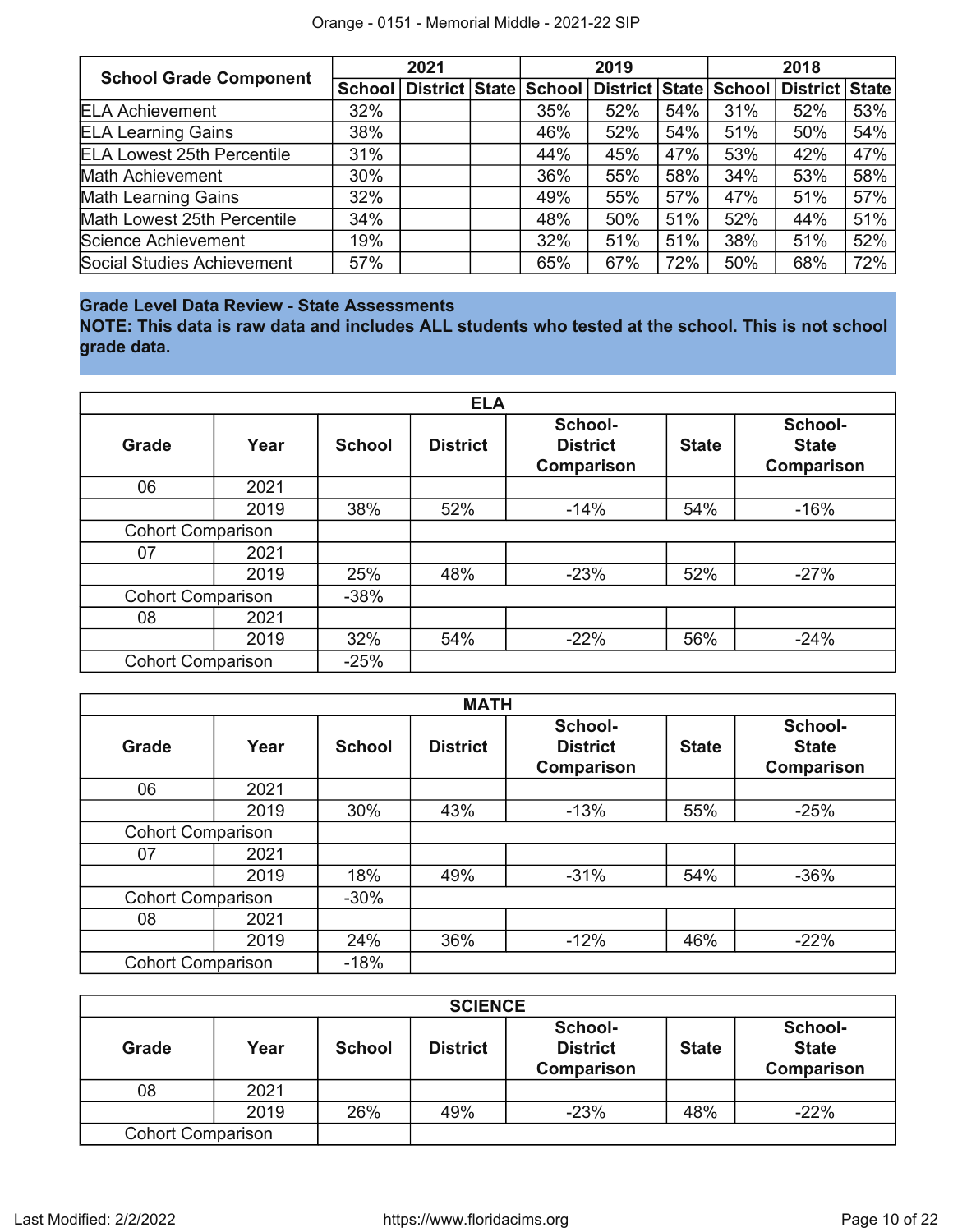| School Grade Component | 2021 | | | 2019 | | | 2018 | | |
|---|---|---|---|---|---|---|---|---|---|
| | School | District | State | School | District | State | School | District | State |
| ELA Achievement | 32% | | | 35% | 52% | 54% | 31% | 52% | 53% |
| ELA Learning Gains | 38% | | | 46% | 52% | 54% | 51% | 50% | 54% |
| ELA Lowest 25th Percentile | 31% | | | 44% | 45% | 47% | 53% | 42% | 47% |
| Math Achievement | 30% | | | 36% | 55% | 58% | 34% | 53% | 58% |
| Math Learning Gains | 32% | | | 49% | 55% | 57% | 47% | 51% | 57% |
| Math Lowest 25th Percentile | 34% | | | 48% | 50% | 51% | 52% | 44% | 51% |
| Science Achievement | 19% | | | 32% | 51% | 51% | 38% | 51% | 52% |
| Social Studies Achievement | 57% | | | 65% | 67% | 72% | 50% | 68% | 72% |

## Grade Level Data Review - State Assessments

**NOTE: This data is raw data and includes ALL students who tested at the school. This is not school grade data.**

| ELA | | | | | | |
|---|---|---|---|---|---|---|
| Grade | Year | School | District | School-District Comparison | State | School-State Comparison |
| 06 | 2021 | | | | | |
| | 2019 | 38% | 52% | -14% | 54% | -16% |
| Cohort Comparison | | | | | | |
| 07 | 2021 | | | | | |
| | 2019 | 25% | 48% | -23% | 52% | -27% |
| Cohort Comparison | | -38% | | | | |
| 08 | 2021 | | | | | |
| | 2019 | 32% | 54% | -22% | 56% | -24% |
| Cohort Comparison | | -25% | | | | |

| MATH | | | | | | |
|---|---|---|---|---|---|---|
| Grade | Year | School | District | School-District Comparison | State | School-State Comparison |
| 06 | 2021 | | | | | |
| | 2019 | 30% | 43% | -13% | 55% | -25% |
| Cohort Comparison | | | | | | |
| 07 | 2021 | | | | | |
| | 2019 | 18% | 49% | -31% | 54% | -36% |
| Cohort Comparison | | -30% | | | | |
| 08 | 2021 | | | | | |
| | 2019 | 24% | 36% | -12% | 46% | -22% |
| Cohort Comparison | | -18% | | | | |

| SCIENCE | | | | | | |
|---|---|---|---|---|---|---|
| Grade | Year | School | District | School-District Comparison | State | School-State Comparison |
| 08 | 2021 | | | | | |
| | 2019 | 26% | 49% | -23% | 48% | -22% |
| Cohort Comparison | | | | | | |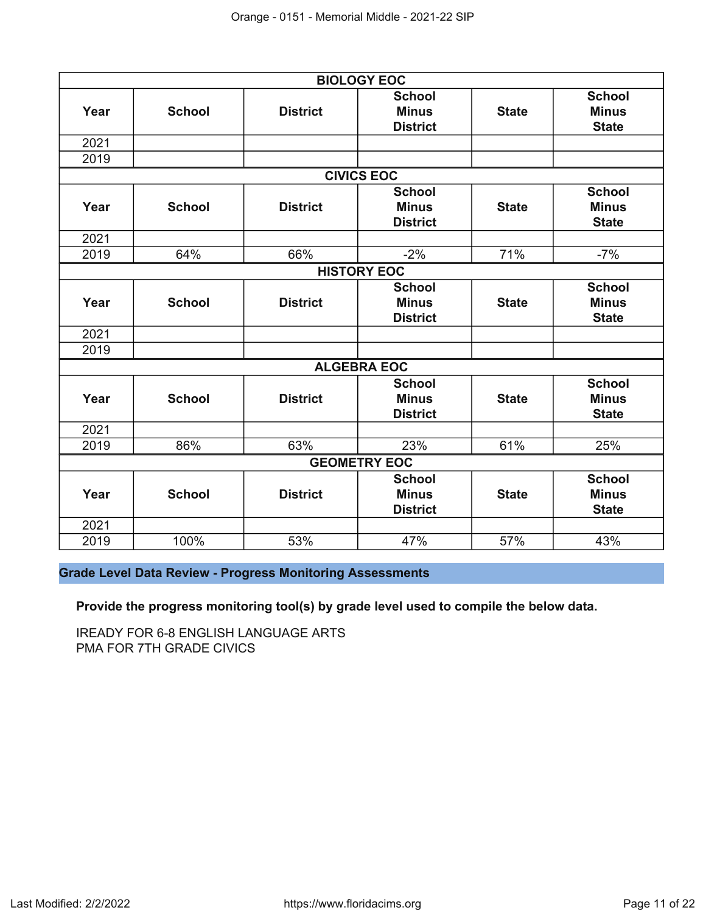| BIOLOGY EOC | | | | | |
|---|---|---|---|---|---|
| Year | School | District | School Minus District | State | School Minus State |
| 2021 | | | | | |
| 2019 | | | | | |

| CIVICS EOC | | | | | |
|---|---|---|---|---|---|
| Year | School | District | School Minus District | State | School Minus State |
| 2021 | | | | | |
| 2019 | 64% | 66% | -2% | 71% | -7% |

| HISTORY EOC | | | | | |
|---|---|---|---|---|---|
| Year | School | District | School Minus District | State | School Minus State |
| 2021 | | | | | |
| 2019 | | | | | |

| ALGEBRA EOC | | | | | |
|---|---|---|---|---|---|
| Year | School | District | School Minus District | State | School Minus State |
| 2021 | | | | | |
| 2019 | 86% | 63% | 23% | 61% | 25% |

| GEOMETRY EOC | | | | | |
|---|---|---|---|---|---|
| Year | School | District | School Minus District | State | School Minus State |
| 2021 | | | | | |
| 2019 | 100% | 53% | 47% | 57% | 43% |

## Grade Level Data Review - Progress Monitoring Assessments

**Provide the progress monitoring tool(s) by grade level used to compile the below data.**

IREADY FOR 6-8 ENGLISH LANGUAGE ARTS
PMA FOR 7TH GRADE CIVICS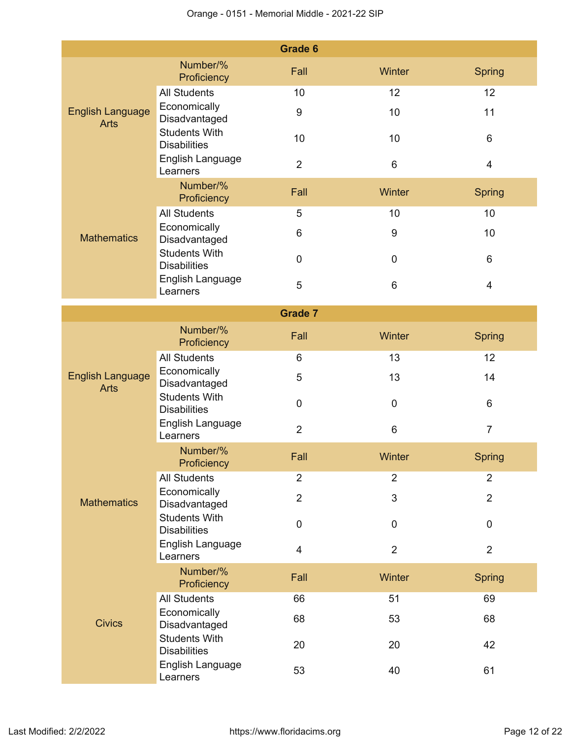## Grade 6

| Subject | Number/% Proficiency | Fall | Winter | Spring |
|---|---|---|---|---|
| English Language Arts | All Students | 10 | 12 | 12 |
| | Economically Disadvantaged | 9 | 10 | 11 |
| | Students With Disabilities | 10 | 10 | 6 |
| | English Language Learners | 2 | 6 | 4 |
| Mathematics | All Students | 5 | 10 | 10 |
| | Economically Disadvantaged | 6 | 9 | 10 |
| | Students With Disabilities | 0 | 0 | 6 |
| | English Language Learners | 5 | 6 | 4 |

## Grade 7

| Subject | Number/% Proficiency | Fall | Winter | Spring |
|---|---|---|---|---|
| English Language Arts | All Students | 6 | 13 | 12 |
| | Economically Disadvantaged | 5 | 13 | 14 |
| | Students With Disabilities | 0 | 0 | 6 |
| | English Language Learners | 2 | 6 | 7 |
| Mathematics | All Students | 2 | 2 | 2 |
| | Economically Disadvantaged | 2 | 3 | 2 |
| | Students With Disabilities | 0 | 0 | 0 |
| | English Language Learners | 4 | 2 | 2 |
| Civics | All Students | 66 | 51 | 69 |
| | Economically Disadvantaged | 68 | 53 | 68 |
| | Students With Disabilities | 20 | 20 | 42 |
| | English Language Learners | 53 | 40 | 61 |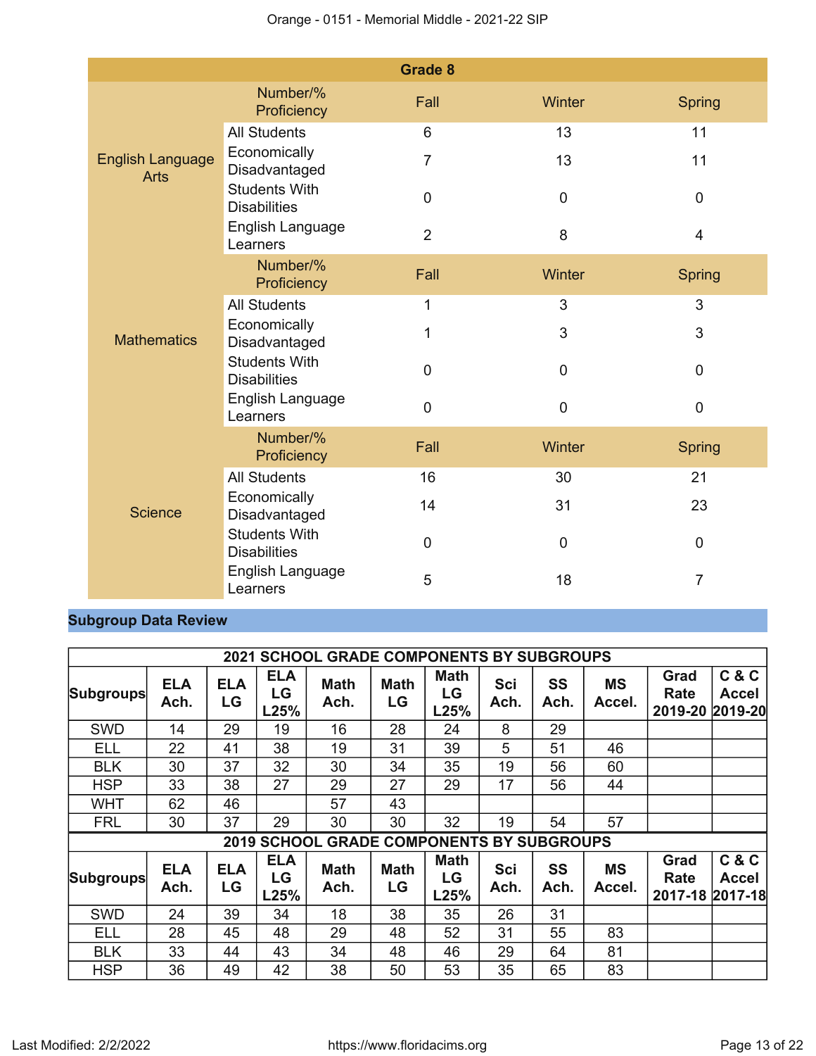| Grade 8 | | | | |
|---|---|---|---|---|
| English Language Arts | Number/% Proficiency | Fall | Winter | Spring |
| | All Students | 6 | 13 | 11 |
| | Economically Disadvantaged | 7 | 13 | 11 |
| | Students With Disabilities | 0 | 0 | 0 |
| | English Language Learners | 2 | 8 | 4 |
| Mathematics | Number/% Proficiency | Fall | Winter | Spring |
| | All Students | 1 | 3 | 3 |
| | Economically Disadvantaged | 1 | 3 | 3 |
| | Students With Disabilities | 0 | 0 | 0 |
| | English Language Learners | 0 | 0 | 0 |
| Science | Number/% Proficiency | Fall | Winter | Spring |
| | All Students | 16 | 30 | 21 |
| | Economically Disadvantaged | 14 | 31 | 23 |
| | Students With Disabilities | 0 | 0 | 0 |
| | English Language Learners | 5 | 18 | 7 |

## Subgroup Data Review

| 2021 SCHOOL GRADE COMPONENTS BY SUBGROUPS | | | | | | | | | | | |
|---|---|---|---|---|---|---|---|---|---|---|---|
| Subgroups | ELA Ach. | ELA LG | ELA LG L25% | Math Ach. | Math LG | Math LG L25% | Sci Ach. | SS Ach. | MS Accel. | Grad Rate 2019-20 | C & C Accel 2019-20 |
| SWD | 14 | 29 | 19 | 16 | 28 | 24 | 8 | 29 | | | |
| ELL | 22 | 41 | 38 | 19 | 31 | 39 | 5 | 51 | 46 | | |
| BLK | 30 | 37 | 32 | 30 | 34 | 35 | 19 | 56 | 60 | | |
| HSP | 33 | 38 | 27 | 29 | 27 | 29 | 17 | 56 | 44 | | |
| WHT | 62 | 46 | | 57 | 43 | | | | | | |
| FRL | 30 | 37 | 29 | 30 | 30 | 32 | 19 | 54 | 57 | | |

| 2019 SCHOOL GRADE COMPONENTS BY SUBGROUPS | | | | | | | | | | | |
|---|---|---|---|---|---|---|---|---|---|---|---|
| Subgroups | ELA Ach. | ELA LG | ELA LG L25% | Math Ach. | Math LG | Math LG L25% | Sci Ach. | SS Ach. | MS Accel. | Grad Rate 2017-18 | C & C Accel 2017-18 |
| SWD | 24 | 39 | 34 | 18 | 38 | 35 | 26 | 31 | | | |
| ELL | 28 | 45 | 48 | 29 | 48 | 52 | 31 | 55 | 83 | | |
| BLK | 33 | 44 | 43 | 34 | 48 | 46 | 29 | 64 | 81 | | |
| HSP | 36 | 49 | 42 | 38 | 50 | 53 | 35 | 65 | 83 | | |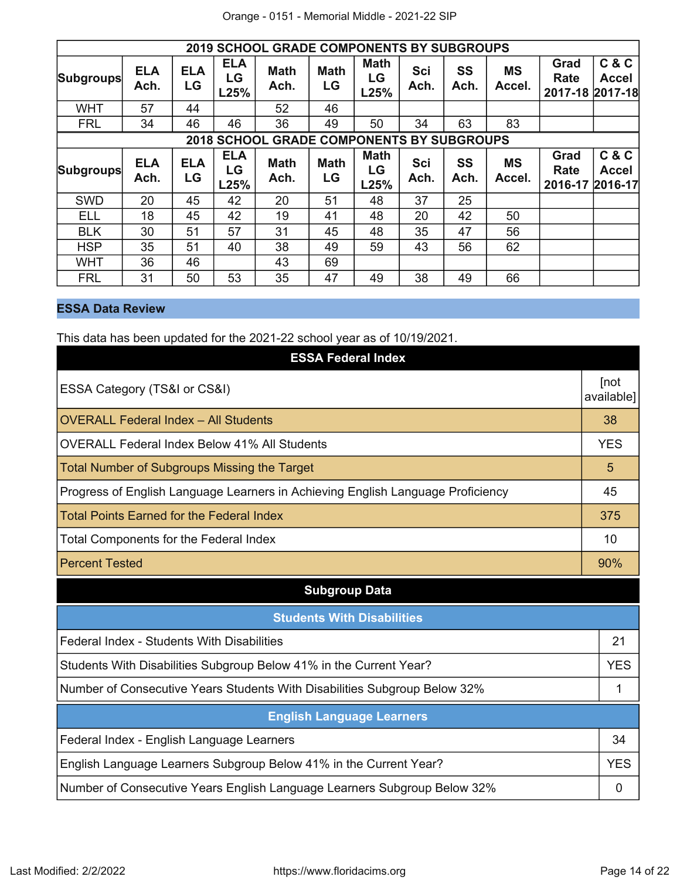| 2019 SCHOOL GRADE COMPONENTS BY SUBGROUPS | | | | | | | | | | | |
|---|---|---|---|---|---|---|---|---|---|---|---|
| Subgroups | ELA Ach. | ELA LG | ELA LG L25% | Math Ach. | Math LG | Math LG L25% | Sci Ach. | SS Ach. | MS Accel. | Grad Rate 2017-18 | C & C Accel 2017-18 |
| WHT | 57 | 44 | | 52 | 46 | | | | | | |
| FRL | 34 | 46 | 46 | 36 | 49 | 50 | 34 | 63 | 83 | | |

| 2018 SCHOOL GRADE COMPONENTS BY SUBGROUPS | | | | | | | | | | | |
|---|---|---|---|---|---|---|---|---|---|---|---|
| Subgroups | ELA Ach. | ELA LG | ELA LG L25% | Math Ach. | Math LG | Math LG L25% | Sci Ach. | SS Ach. | MS Accel. | Grad Rate 2016-17 | C & C Accel 2016-17 |
| SWD | 20 | 45 | 42 | 20 | 51 | 48 | 37 | 25 | | | |
| ELL | 18 | 45 | 42 | 19 | 41 | 48 | 20 | 42 | 50 | | |
| BLK | 30 | 51 | 57 | 31 | 45 | 48 | 35 | 47 | 56 | | |
| HSP | 35 | 51 | 40 | 38 | 49 | 59 | 43 | 56 | 62 | | |
| WHT | 36 | 46 | | 43 | 69 | | | | | | |
| FRL | 31 | 50 | 53 | 35 | 47 | 49 | 38 | 49 | 66 | | |

## ESSA Data Review

This data has been updated for the 2021-22 school year as of 10/19/2021.

| ESSA Federal Index | |
|---|---|
| ESSA Category (TS&I or CS&I) | [not available] |
| OVERALL Federal Index – All Students | 38 |
| OVERALL Federal Index Below 41% All Students | YES |
| Total Number of Subgroups Missing the Target | 5 |
| Progress of English Language Learners in Achieving English Language Proficiency | 45 |
| Total Points Earned for the Federal Index | 375 |
| Total Components for the Federal Index | 10 |
| Percent Tested | 90% |

### Subgroup Data

| Students With Disabilities | |
|---|---|
| Federal Index - Students With Disabilities | 21 |
| Students With Disabilities Subgroup Below 41% in the Current Year? | YES |
| Number of Consecutive Years Students With Disabilities Subgroup Below 32% | 1 |

| English Language Learners | |
|---|---|
| Federal Index - English Language Learners | 34 |
| English Language Learners Subgroup Below 41% in the Current Year? | YES |
| Number of Consecutive Years English Language Learners Subgroup Below 32% | 0 |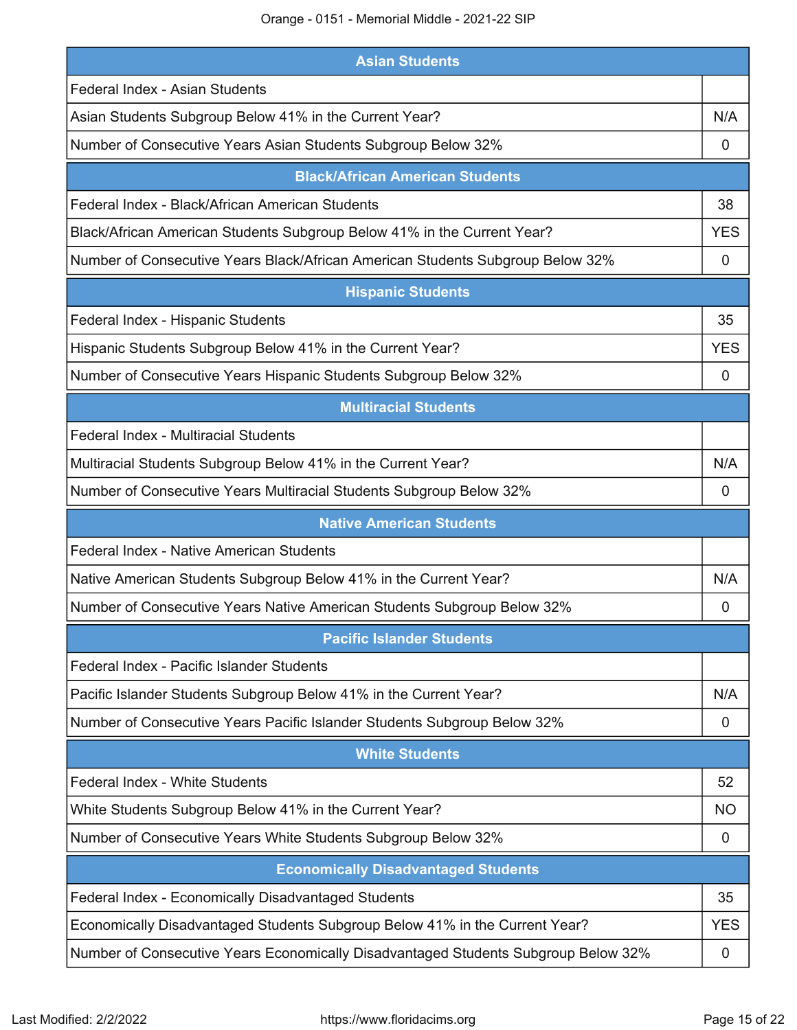| Asian Students | |
|---|---|
| Federal Index - Asian Students | |
| Asian Students Subgroup Below 41% in the Current Year? | N/A |
| Number of Consecutive Years Asian Students Subgroup Below 32% | 0 |

| Black/African American Students | |
|---|---|
| Federal Index - Black/African American Students | 38 |
| Black/African American Students Subgroup Below 41% in the Current Year? | YES |
| Number of Consecutive Years Black/African American Students Subgroup Below 32% | 0 |

| Hispanic Students | |
|---|---|
| Federal Index - Hispanic Students | 35 |
| Hispanic Students Subgroup Below 41% in the Current Year? | YES |
| Number of Consecutive Years Hispanic Students Subgroup Below 32% | 0 |

| Multiracial Students | |
|---|---|
| Federal Index - Multiracial Students | |
| Multiracial Students Subgroup Below 41% in the Current Year? | N/A |
| Number of Consecutive Years Multiracial Students Subgroup Below 32% | 0 |

| Native American Students | |
|---|---|
| Federal Index - Native American Students | |
| Native American Students Subgroup Below 41% in the Current Year? | N/A |
| Number of Consecutive Years Native American Students Subgroup Below 32% | 0 |

| Pacific Islander Students | |
|---|---|
| Federal Index - Pacific Islander Students | |
| Pacific Islander Students Subgroup Below 41% in the Current Year? | N/A |
| Number of Consecutive Years Pacific Islander Students Subgroup Below 32% | 0 |

| White Students | |
|---|---|
| Federal Index - White Students | 52 |
| White Students Subgroup Below 41% in the Current Year? | NO |
| Number of Consecutive Years White Students Subgroup Below 32% | 0 |

| Economically Disadvantaged Students | |
|---|---|
| Federal Index - Economically Disadvantaged Students | 35 |
| Economically Disadvantaged Students Subgroup Below 41% in the Current Year? | YES |
| Number of Consecutive Years Economically Disadvantaged Students Subgroup Below 32% | 0 |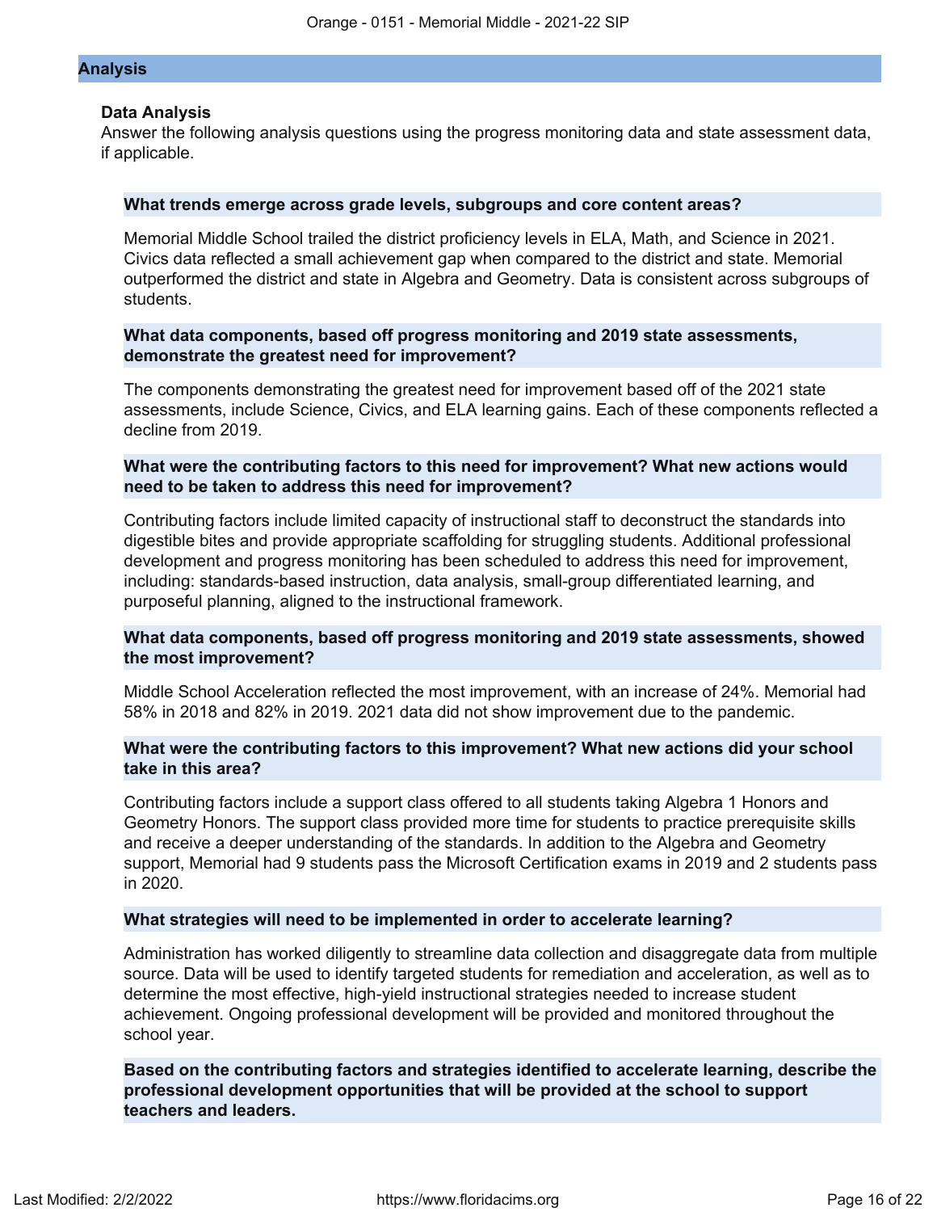## Analysis

### Data Analysis

Answer the following analysis questions using the progress monitoring data and state assessment data, if applicable.

**What trends emerge across grade levels, subgroups and core content areas?**

Memorial Middle School trailed the district proficiency levels in ELA, Math, and Science in 2021. Civics data reflected a small achievement gap when compared to the district and state. Memorial outperformed the district and state in Algebra and Geometry. Data is consistent across subgroups of students.

**What data components, based off progress monitoring and 2019 state assessments, demonstrate the greatest need for improvement?**

The components demonstrating the greatest need for improvement based off of the 2021 state assessments, include Science, Civics, and ELA learning gains. Each of these components reflected a decline from 2019.

**What were the contributing factors to this need for improvement? What new actions would need to be taken to address this need for improvement?**

Contributing factors include limited capacity of instructional staff to deconstruct the standards into digestible bites and provide appropriate scaffolding for struggling students. Additional professional development and progress monitoring has been scheduled to address this need for improvement, including: standards-based instruction, data analysis, small-group differentiated learning, and purposeful planning, aligned to the instructional framework.

**What data components, based off progress monitoring and 2019 state assessments, showed the most improvement?**

Middle School Acceleration reflected the most improvement, with an increase of 24%. Memorial had 58% in 2018 and 82% in 2019. 2021 data did not show improvement due to the pandemic.

**What were the contributing factors to this improvement? What new actions did your school take in this area?**

Contributing factors include a support class offered to all students taking Algebra 1 Honors and Geometry Honors. The support class provided more time for students to practice prerequisite skills and receive a deeper understanding of the standards. In addition to the Algebra and Geometry support, Memorial had 9 students pass the Microsoft Certification exams in 2019 and 2 students pass in 2020.

**What strategies will need to be implemented in order to accelerate learning?**

Administration has worked diligently to streamline data collection and disaggregate data from multiple source. Data will be used to identify targeted students for remediation and acceleration, as well as to determine the most effective, high-yield instructional strategies needed to increase student achievement. Ongoing professional development will be provided and monitored throughout the school year.

**Based on the contributing factors and strategies identified to accelerate learning, describe the professional development opportunities that will be provided at the school to support teachers and leaders.**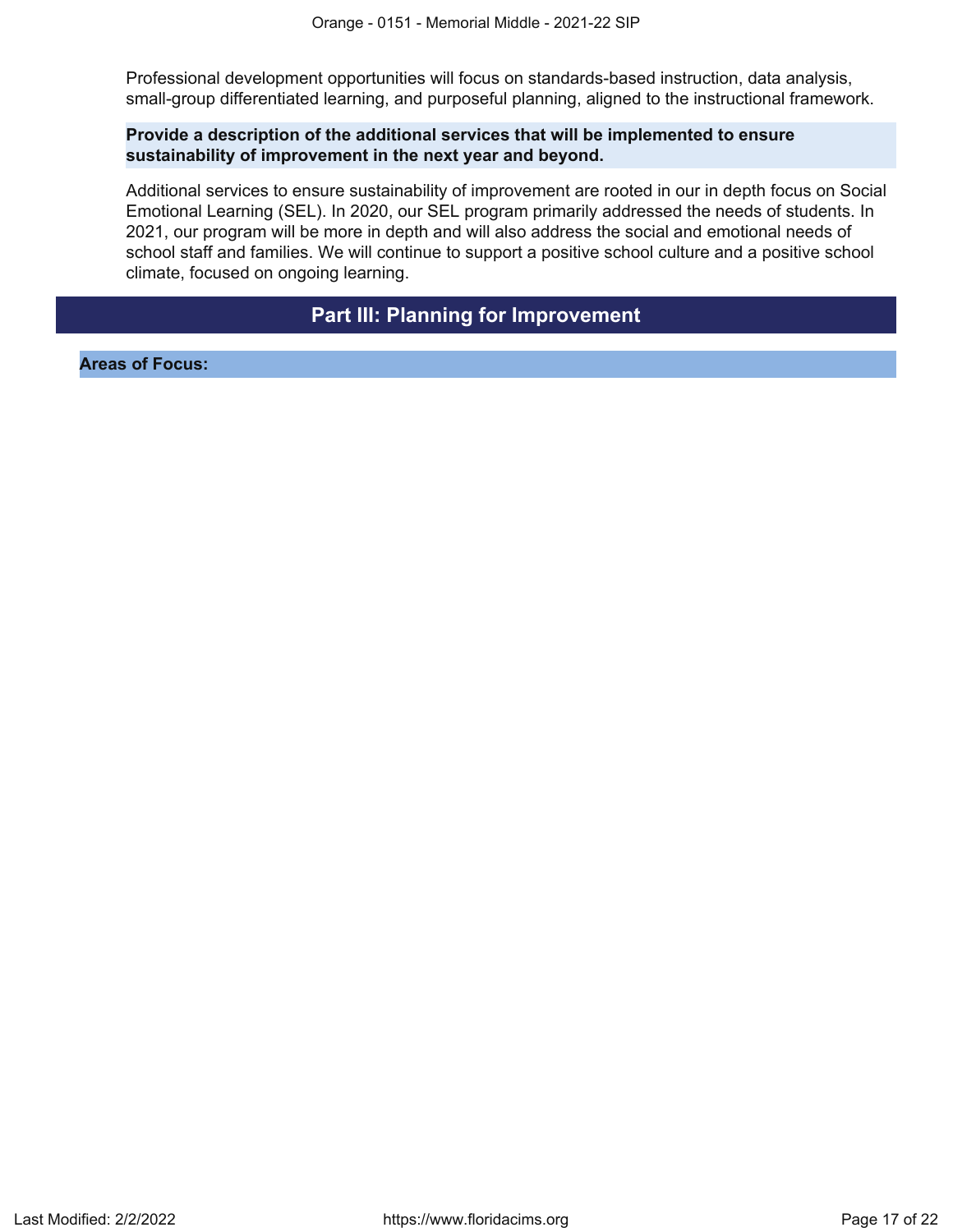Professional development opportunities will focus on standards-based instruction, data analysis, small-group differentiated learning, and purposeful planning, aligned to the instructional framework.

**Provide a description of the additional services that will be implemented to ensure sustainability of improvement in the next year and beyond.**

Additional services to ensure sustainability of improvement are rooted in our in depth focus on Social Emotional Learning (SEL). In 2020, our SEL program primarily addressed the needs of students. In 2021, our program will be more in depth and will also address the social and emotional needs of school staff and families. We will continue to support a positive school culture and a positive school climate, focused on ongoing learning.

## Part III: Planning for Improvement

**Areas of Focus:**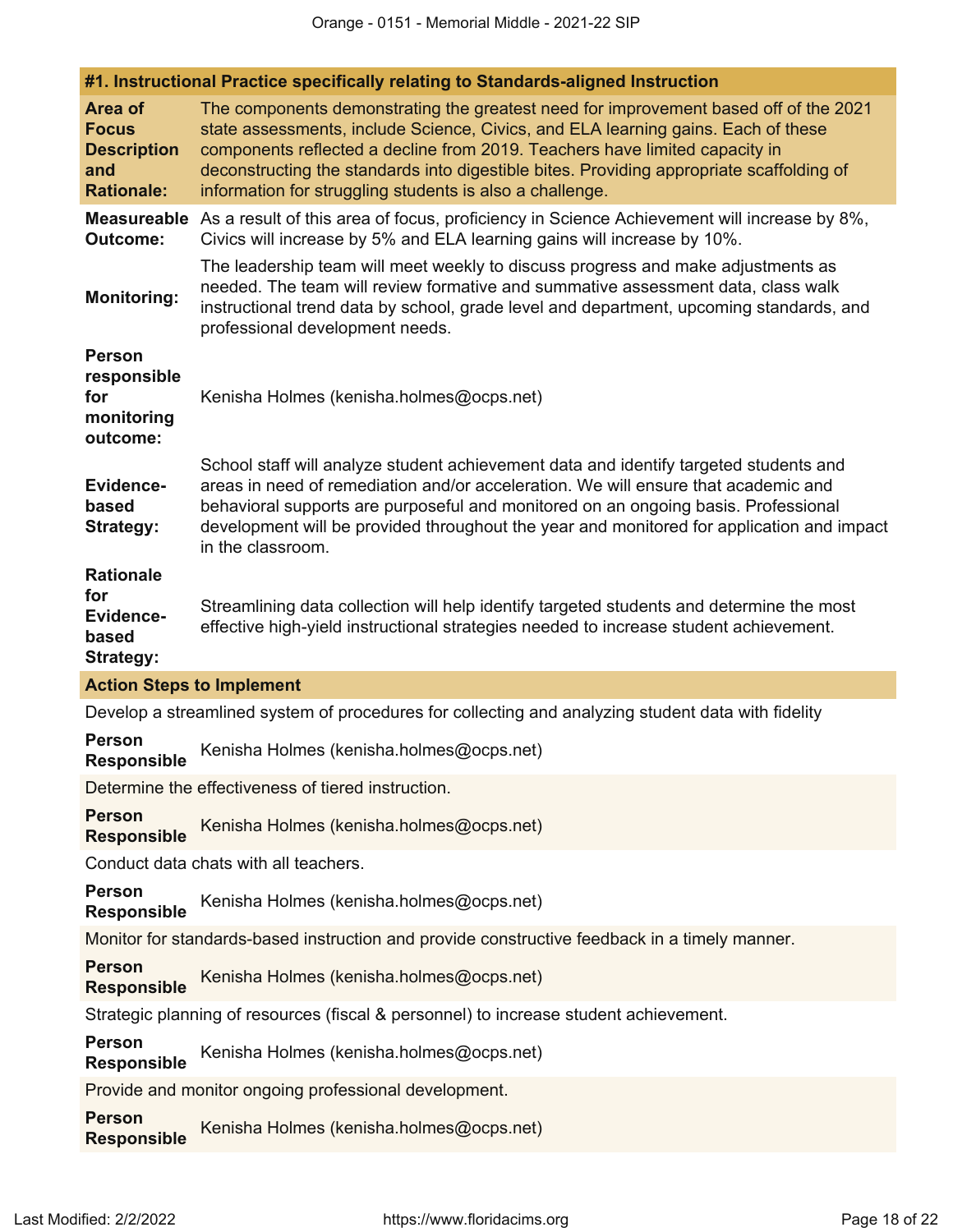### #1. Instructional Practice specifically relating to Standards-aligned Instruction

**Area of Focus Description and Rationale:** The components demonstrating the greatest need for improvement based off of the 2021 state assessments, include Science, Civics, and ELA learning gains. Each of these components reflected a decline from 2019. Teachers have limited capacity in deconstructing the standards into digestible bites. Providing appropriate scaffolding of information for struggling students is also a challenge.

**Measureable Outcome:** As a result of this area of focus, proficiency in Science Achievement will increase by 8%, Civics will increase by 5% and ELA learning gains will increase by 10%.

**Monitoring:** The leadership team will meet weekly to discuss progress and make adjustments as needed. The team will review formative and summative assessment data, class walk instructional trend data by school, grade level and department, upcoming standards, and professional development needs.

**Person responsible for monitoring outcome:** Kenisha Holmes (kenisha.holmes@ocps.net)

**Evidence-based Strategy:** School staff will analyze student achievement data and identify targeted students and areas in need of remediation and/or acceleration. We will ensure that academic and behavioral supports are purposeful and monitored on an ongoing basis. Professional development will be provided throughout the year and monitored for application and impact in the classroom.

**Rationale for Evidence-based Strategy:** Streamlining data collection will help identify targeted students and determine the most effective high-yield instructional strategies needed to increase student achievement.

**Action Steps to Implement**

Develop a streamlined system of procedures for collecting and analyzing student data with fidelity

**Person Responsible** Kenisha Holmes (kenisha.holmes@ocps.net)

Determine the effectiveness of tiered instruction.

**Person Responsible** Kenisha Holmes (kenisha.holmes@ocps.net)

Conduct data chats with all teachers.

**Person Responsible** Kenisha Holmes (kenisha.holmes@ocps.net)

Monitor for standards-based instruction and provide constructive feedback in a timely manner.

**Person Responsible** Kenisha Holmes (kenisha.holmes@ocps.net)

Strategic planning of resources (fiscal & personnel) to increase student achievement.

**Person Responsible** Kenisha Holmes (kenisha.holmes@ocps.net)

Provide and monitor ongoing professional development.

**Person Responsible** Kenisha Holmes (kenisha.holmes@ocps.net)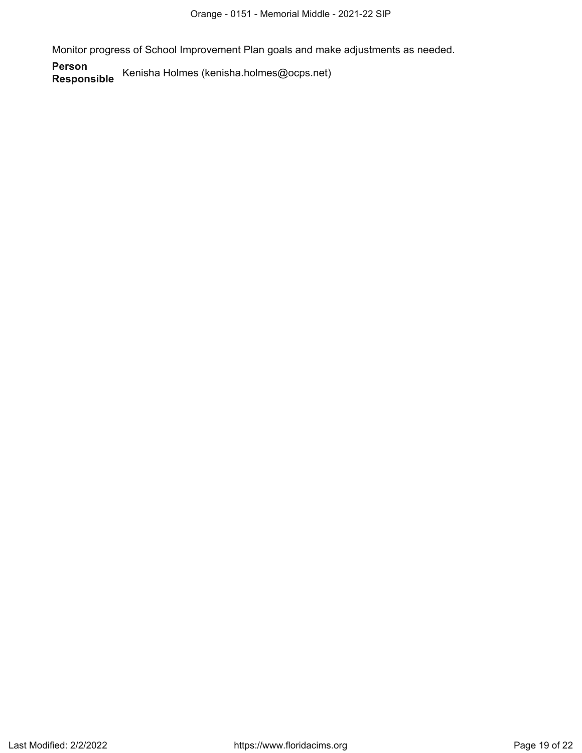Monitor progress of School Improvement Plan goals and make adjustments as needed.

**Person Responsible** Kenisha Holmes (kenisha.holmes@ocps.net)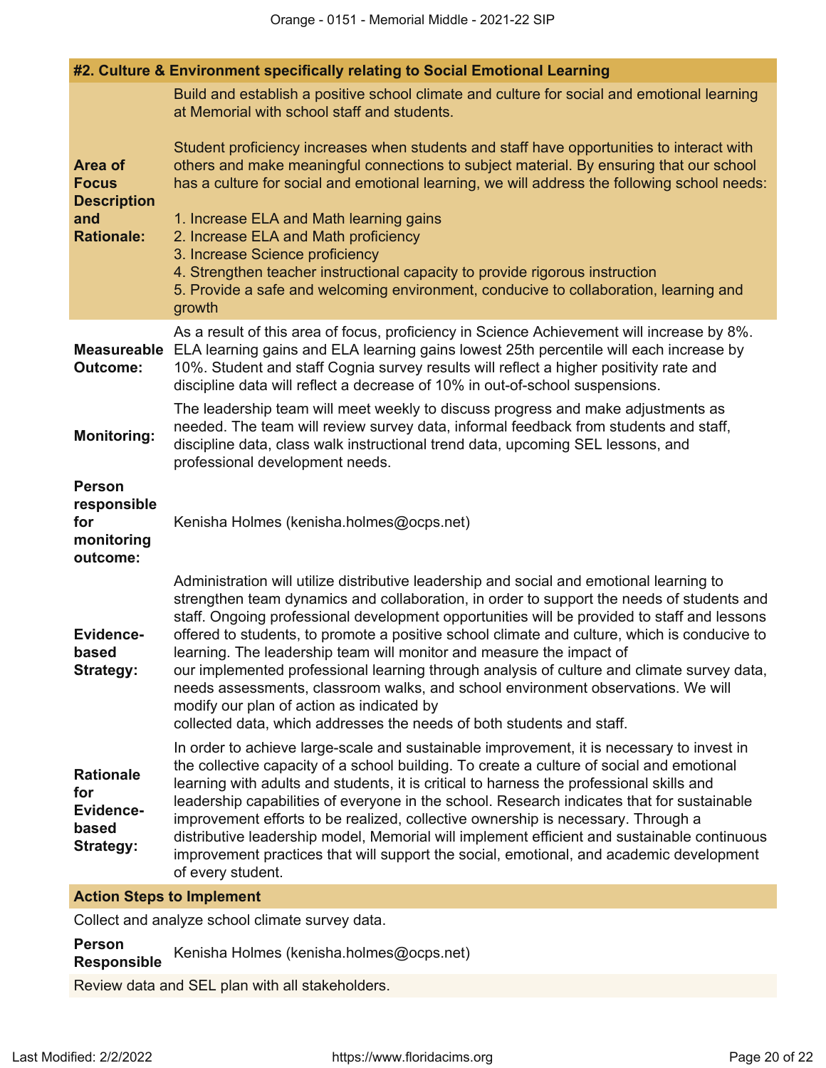## #2. Culture & Environment specifically relating to Social Emotional Learning

**Area of Focus Description and Rationale:**

Build and establish a positive school climate and culture for social and emotional learning at Memorial with school staff and students.

Student proficiency increases when students and staff have opportunities to interact with others and make meaningful connections to subject material. By ensuring that our school has a culture for social and emotional learning, we will address the following school needs:

1. Increase ELA and Math learning gains
2. Increase ELA and Math proficiency
3. Increase Science proficiency
4. Strengthen teacher instructional capacity to provide rigorous instruction
5. Provide a safe and welcoming environment, conducive to collaboration, learning and growth

**Measureable Outcome:**

As a result of this area of focus, proficiency in Science Achievement will increase by 8%. ELA learning gains and ELA learning gains lowest 25th percentile will each increase by 10%. Student and staff Cognia survey results will reflect a higher positivity rate and discipline data will reflect a decrease of 10% in out-of-school suspensions.

**Monitoring:**

The leadership team will meet weekly to discuss progress and make adjustments as needed. The team will review survey data, informal feedback from students and staff, discipline data, class walk instructional trend data, upcoming SEL lessons, and professional development needs.

**Person responsible for monitoring outcome:**

Kenisha Holmes (kenisha.holmes@ocps.net)

**Evidence-based Strategy:**

Administration will utilize distributive leadership and social and emotional learning to strengthen team dynamics and collaboration, in order to support the needs of students and staff. Ongoing professional development opportunities will be provided to staff and lessons offered to students, to promote a positive school climate and culture, which is conducive to learning. The leadership team will monitor and measure the impact of our implemented professional learning through analysis of culture and climate survey data, needs assessments, classroom walks, and school environment observations. We will modify our plan of action as indicated by collected data, which addresses the needs of both students and staff.

**Rationale for Evidence-based Strategy:**

In order to achieve large-scale and sustainable improvement, it is necessary to invest in the collective capacity of a school building. To create a culture of social and emotional learning with adults and students, it is critical to harness the professional skills and leadership capabilities of everyone in the school. Research indicates that for sustainable improvement efforts to be realized, collective ownership is necessary. Through a distributive leadership model, Memorial will implement efficient and sustainable continuous improvement practices that will support the social, emotional, and academic development of every student.

### Action Steps to Implement

Collect and analyze school climate survey data.

**Person Responsible:** Kenisha Holmes (kenisha.holmes@ocps.net)

Review data and SEL plan with all stakeholders.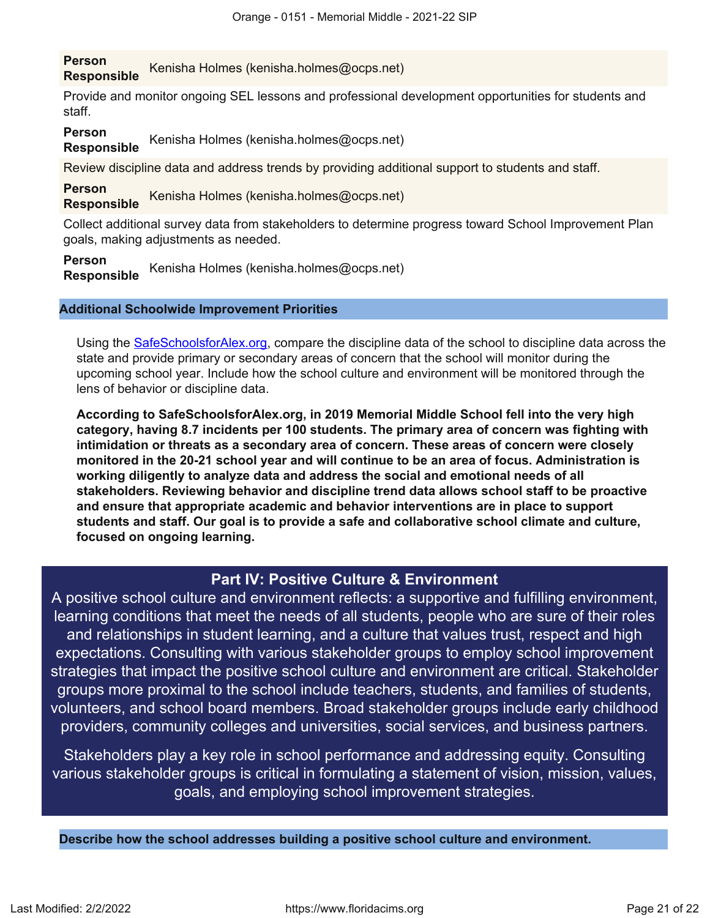**Person Responsible** Kenisha Holmes (kenisha.holmes@ocps.net)

Provide and monitor ongoing SEL lessons and professional development opportunities for students and staff.

**Person Responsible** Kenisha Holmes (kenisha.holmes@ocps.net)

Review discipline data and address trends by providing additional support to students and staff.

**Person Responsible** Kenisha Holmes (kenisha.holmes@ocps.net)

Collect additional survey data from stakeholders to determine progress toward School Improvement Plan goals, making adjustments as needed.

**Person Responsible** Kenisha Holmes (kenisha.holmes@ocps.net)

### Additional Schoolwide Improvement Priorities

Using the [SafeSchoolsforAlex.org](SafeSchoolsforAlex.org), compare the discipline data of the school to discipline data across the state and provide primary or secondary areas of concern that the school will monitor during the upcoming school year. Include how the school culture and environment will be monitored through the lens of behavior or discipline data.

**According to SafeSchoolsforAlex.org, in 2019 Memorial Middle School fell into the very high category, having 8.7 incidents per 100 students. The primary area of concern was fighting with intimidation or threats as a secondary area of concern. These areas of concern were closely monitored in the 20-21 school year and will continue to be an area of focus. Administration is working diligently to analyze data and address the social and emotional needs of all stakeholders. Reviewing behavior and discipline trend data allows school staff to be proactive and ensure that appropriate academic and behavior interventions are in place to support students and staff. Our goal is to provide a safe and collaborative school climate and culture, focused on ongoing learning.**

## Part IV: Positive Culture & Environment

A positive school culture and environment reflects: a supportive and fulfilling environment, learning conditions that meet the needs of all students, people who are sure of their roles and relationships in student learning, and a culture that values trust, respect and high expectations. Consulting with various stakeholder groups to employ school improvement strategies that impact the positive school culture and environment are critical. Stakeholder groups more proximal to the school include teachers, students, and families of students, volunteers, and school board members. Broad stakeholder groups include early childhood providers, community colleges and universities, social services, and business partners.

Stakeholders play a key role in school performance and addressing equity. Consulting various stakeholder groups is critical in formulating a statement of vision, mission, values, goals, and employing school improvement strategies.

### Describe how the school addresses building a positive school culture and environment.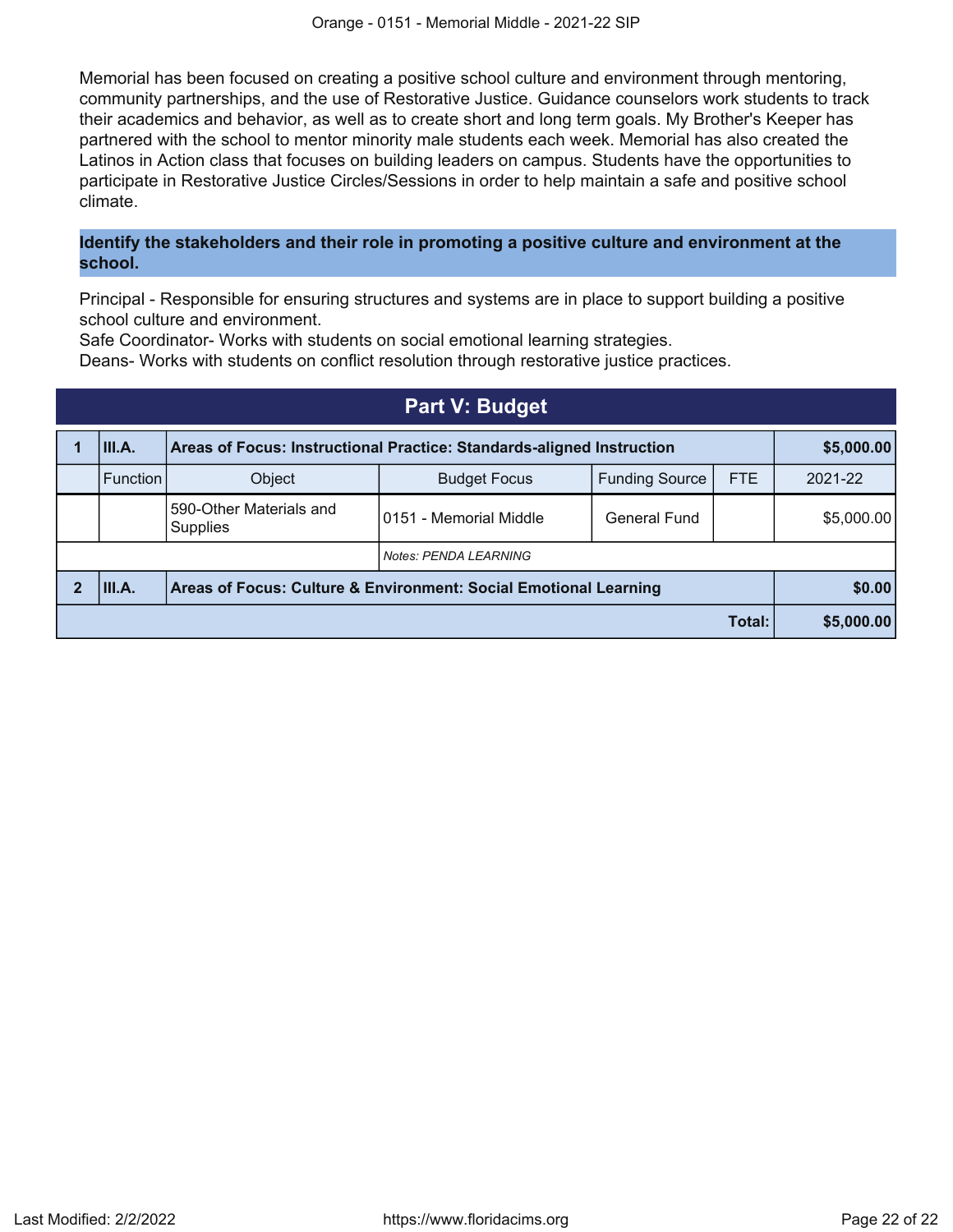Memorial has been focused on creating a positive school culture and environment through mentoring, community partnerships, and the use of Restorative Justice. Guidance counselors work students to track their academics and behavior, as well as to create short and long term goals. My Brother's Keeper has partnered with the school to mentor minority male students each week. Memorial has also created the Latinos in Action class that focuses on building leaders on campus. Students have the opportunities to participate in Restorative Justice Circles/Sessions in order to help maintain a safe and positive school climate.

**Identify the stakeholders and their role in promoting a positive culture and environment at the school.**

Principal - Responsible for ensuring structures and systems are in place to support building a positive school culture and environment.
Safe Coordinator- Works with students on social emotional learning strategies.
Deans- Works with students on conflict resolution through restorative justice practices.

## Part V: Budget

| | | | | | | |
|---|---|---|---|---|---|---|
| **1** | **III.A.** | **Areas of Focus: Instructional Practice: Standards-aligned Instruction** | | | | **$5,000.00** |
| | Function | Object | Budget Focus | Funding Source | FTE | 2021-22 |
| | | 590-Other Materials and Supplies | 0151 - Memorial Middle | General Fund | | $5,000.00 |
| | | | *Notes: PENDA LEARNING* | | | |
| **2** | **III.A.** | **Areas of Focus: Culture & Environment: Social Emotional Learning** | | | | **$0.00** |
| | | | | | **Total:** | **$5,000.00** |